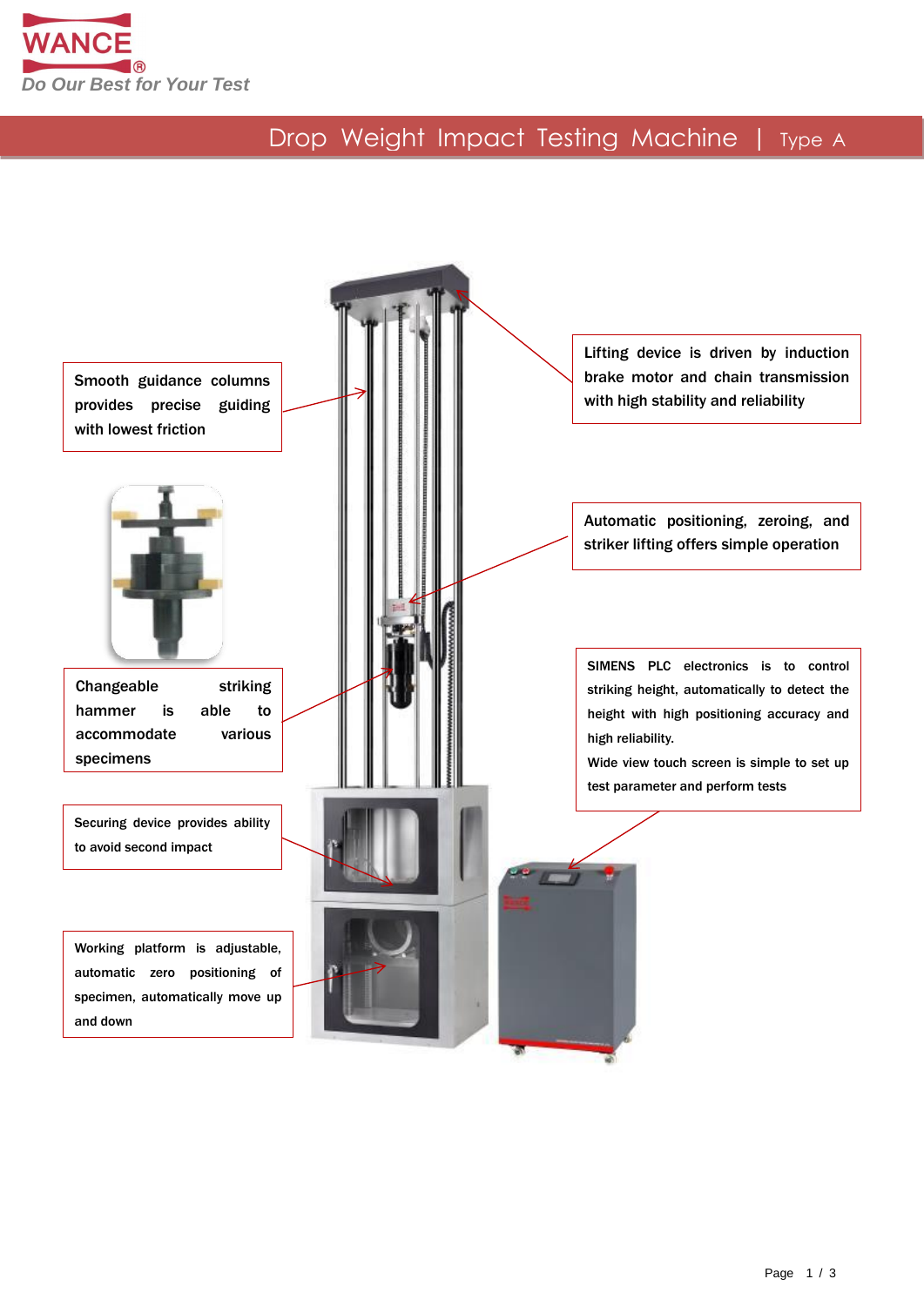WANCE®

*Do Our Best for Your Test*

# Drop Weight Impact Testing Machine | Type A

Smooth guidance columns provides precise guiding with lowest friction

Lifting device is driven by induction brake motor and chain transmission with high stability and reliability

Automatic positioning, zeroing, and striker lifting offers simple operation

Changeable striking hammer is able to accommodate various specimens

SIMENS PLC electronics is to control striking height, automatically to detect the height with high positioning accuracy and high reliability.

Wide view touch screen is simple to set up test parameter and perform tests

Securing device provides ability to avoid second impact

Working platform is adjustable, automatic zero positioning of specimen, automatically move up and down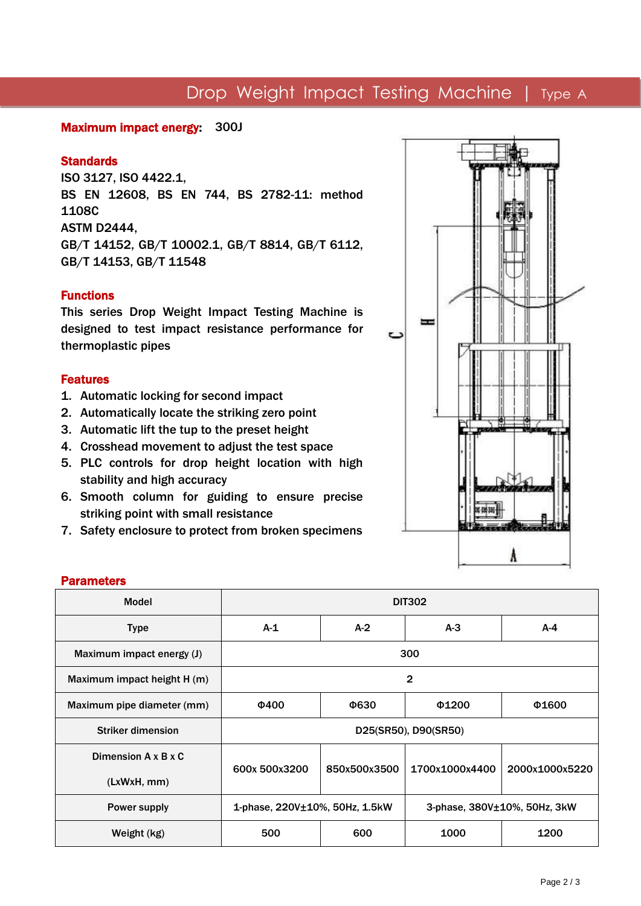# Drop Weight Impact Testing Machine | Type A

**Maximum impact energy:** 300J

**Standards**

ISO 3127, ISO 4422.1,
BS EN 12608, BS EN 744, BS 2782-11: method 1108C
ASTM D2444,
GB/T 14152, GB/T 10002.1, GB/T 8814, GB/T 6112, GB/T 14153, GB/T 11548

**Functions**

This series Drop Weight Impact Testing Machine is designed to test impact resistance performance for thermoplastic pipes

**Features**

1. Automatic locking for second impact
2. Automatically locate the striking zero point
3. Automatic lift the tup to the preset height
4. Crosshead movement to adjust the test space
5. PLC controls for drop height location with high stability and high accuracy
6. Smooth column for guiding to ensure precise striking point with small resistance
7. Safety enclosure to protect from broken specimens

**Parameters**

| Model | DIT302 | | | |
|---|---|---|---|---|
| Type | A-1 | A-2 | A-3 | A-4 |
| Maximum impact energy (J) | 300 | | | |
| Maximum impact height H (m) | 2 | | | |
| Maximum pipe diameter (mm) | Φ400 | Φ630 | Φ1200 | Φ1600 |
| Striker dimension | D25(SR50), D90(SR50) | | | |
| Dimension A x B x C (LxWxH, mm) | 600x 500x3200 | 850x500x3500 | 1700x1000x4400 | 2000x1000x5220 |
| Power supply | 1-phase, 220V±10%, 50Hz, 1.5kW | | 3-phase, 380V±10%, 50Hz, 3kW | |
| Weight (kg) | 500 | 600 | 1000 | 1200 |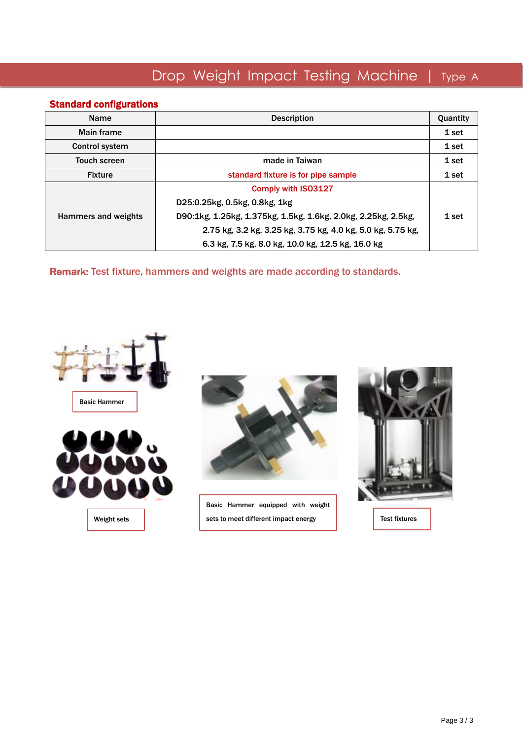## Standard configurations

| Name | Description | Quantity |
| --- | --- | --- |
| Main frame | | 1 set |
| Control system | | 1 set |
| Touch screen | made in Taiwan | 1 set |
| Fixture | standard fixture is for pipe sample | 1 set |
| Hammers and weights | Comply with ISO3127<br>D25:0.25kg, 0.5kg, 0.8kg, 1kg<br>D90:1kg, 1.25kg, 1.375kg, 1.5kg, 1.6kg, 2.0kg, 2.25kg, 2.5kg, 2.75 kg, 3.2 kg, 3.25 kg, 3.75 kg, 4.0 kg, 5.0 kg, 5.75 kg, 6.3 kg, 7.5 kg, 8.0 kg, 10.0 kg, 12.5 kg, 16.0 kg | 1 set |

**Remark:** Test fixture, hammers and weights are made according to standards.

Basic Hammer

Weight sets

Basic Hammer equipped with weight sets to meet different impact energy

Test fixtures